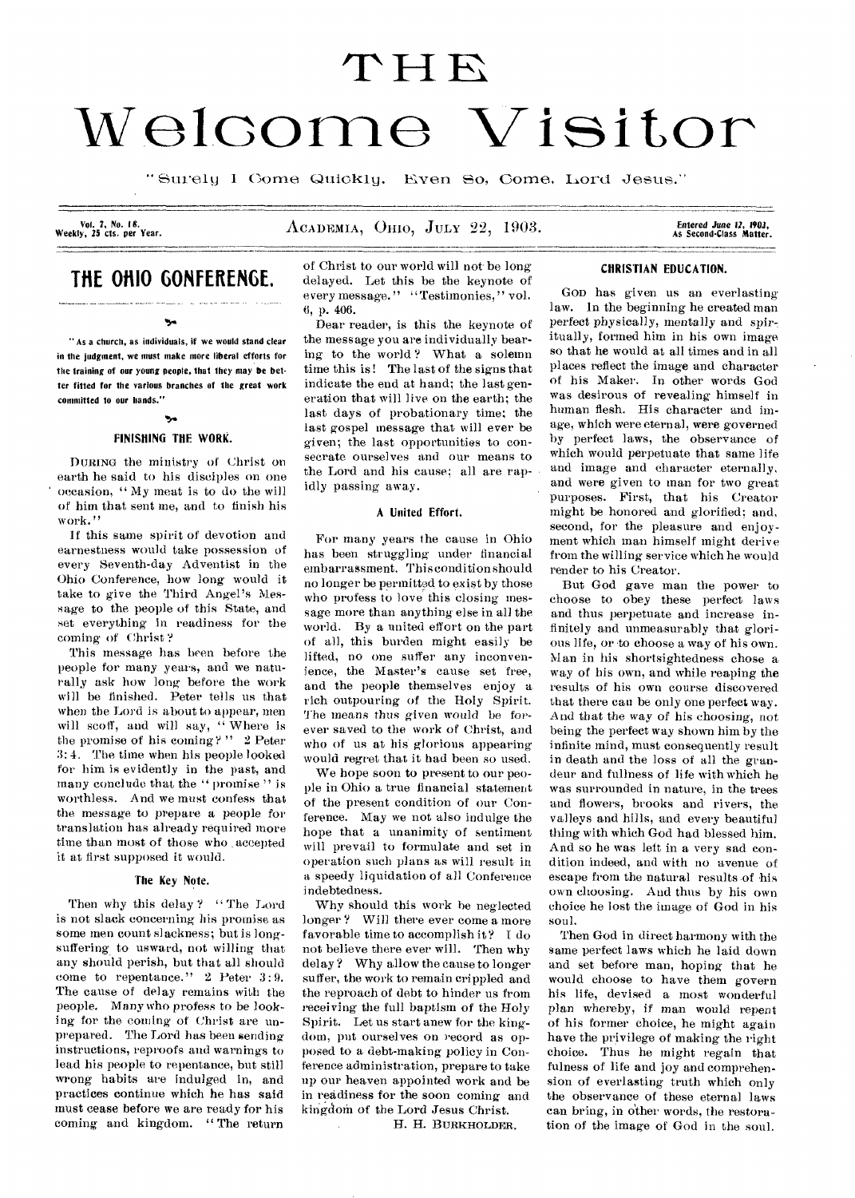# THE Welcome Visitor

"Surely I Come Quickly. Even So, Come, Lord Jesus."

Vol. 7, No. 18. Weekly, 25 cts. per Year.

ACADEMIA, OHIO, JULY 22, 1903.

Entered June 12, 1903, As Second-Class Matter.

## THE OHIO CONFERENCE.

"As a church, as individuals, if we would stand clear in the judgment, we must make more liberal efforts for the training of our young people, that they may be better fitted for the various branches of the great work committed to our hands."

### FINISHING THE WORK.

DURING the ministry of Christ on earth he said to his disciples on one occasion, "My meat is to do the will of him that sent me, and to finish his work."

If this same spirit of devotion and earnestness would take possession of every Seventh-day Adventist in the Ohio Conference, how long would it take to give the Third Angel's Message to the people of this State, and set everything in readiness for the coming of Christ?

This message has been before the people for many years, and we naturally ask how long before the work will be finished. Peter tells us that when the Lord is about to appear, men will scoff, and will say, "Where is the promise of his coming?" 2 Peter 3:4. The time when his people looked for him is evidently in the past, and many conclude that the "promise" is worthless. And we must confess that the message to prepare a people for translation has already required more time than most of those who accepted it at first supposed it would.

#### The Key Note.

Then why this delay? "The Lord is not slack concerning his promise as some men count slackness; but is long-suffering to usward, not willing that any should perish, but that all should come to repentance." 2 Peter 3:9. The cause of delay remains with the people. Many who profess to be looking for the coming of Christ are unprepared. The Lord has been sending instructions, reproofs and warnings to lead his people to repentance, but still wrong habits are indulged in, and practices continue which he has said must cease before we are ready for his coming and kingdom. "The return of Christ to our world will not be long delayed. Let this be the keynote of every message." "Testimonies," vol. 6, p. 406.

Dear reader, is this the keynote of the message you are individually bearing to the world? What a solemn time this is! The last of the signs that indicate the end at hand; the last generation that will live on the earth; the last days of probationary time; the last gospel message that will ever be given; the last opportunities to consecrate ourselves and our means to the Lord and his cause; all are rapidly passing away.

#### A United Effort.

For many years the cause in Ohio has been struggling under financial embarrassment. This condition should no longer be permitted to exist by those who profess to love this closing message more than anything else in all the world. By a united effort on the part of all, this burden might easily be lifted, no one suffer any inconvenience, the Master's cause set free, and the people themselves enjoy a rich outpouring of the Holy Spirit. The means thus given would be forever saved to the work of Christ, and who of us at his glorious appearing would regret that it had been so used.

We hope soon to present to our people in Ohio a true financial statement of the present condition of our Conference. May we not also indulge the hope that a unanimity of sentiment will prevail to formulate and set in operation such plans as will result in a speedy liquidation of all Conference indebtedness.

Why should this work be neglected longer? Will there ever come a more favorable time to accomplish it? I do not believe there ever will. Then why delay? Why allow the cause to longer suffer, the work to remain crippled and the reproach of debt to hinder us from receiving the full baptism of the Holy Spirit. Let us start anew for the kingdom, put ourselves on record as opposed to a debt-making policy in Conference administration, prepare to take up our heaven appointed work and be in readiness for the soon coming and kingdom of the Lord Jesus Christ.

H. H. BURKHOLDER.

### CHRISTIAN EDUCATION.

GOD has given us an everlasting law. In the beginning he created man perfect physically, mentally and spiritually, formed him in his own image so that he would at all times and in all places reflect the image and character of his Maker. In other words God was desirous of revealing himself in human flesh. His character and image, which were eternal, were governed by perfect laws, the observance of which would perpetuate that same life and image and character eternally, and were given to man for two great purposes. First, that his Creator might be honored and glorified; and, second, for the pleasure and enjoyment which man himself might derive from the willing service which he would render to his Creator.

But God gave man the power to choose to obey these perfect laws and thus perpetuate and increase infinitely and unmeasurably that glorious life, or to choose a way of his own. Man in his shortsightedness chose a way of his own, and while reaping the results of his own course discovered that there can be only one perfect way. And that the way of his choosing, not being the perfect way shown him by the infinite mind, must consequently result in death and the loss of all the grandeur and fullness of life with which he was surrounded in nature, in the trees and flowers, brooks and rivers, the valleys and hills, and every beautiful thing with which God had blessed him. And so he was left in a very sad condition indeed, and with no avenue of escape from the natural results of his own choosing. And thus by his own choice he lost the image of God in his soul.

Then God in direct harmony with the same perfect laws which he laid down and set before man, hoping that he would choose to have them govern his life, devised a most wonderful plan whereby, if man would repent of his former choice, he might again have the privilege of making the right choice. Thus he might regain that fulness of life and joy and comprehension of everlasting truth which only the observance of these eternal laws can bring, in other words, the restoration of the image of God in the soul.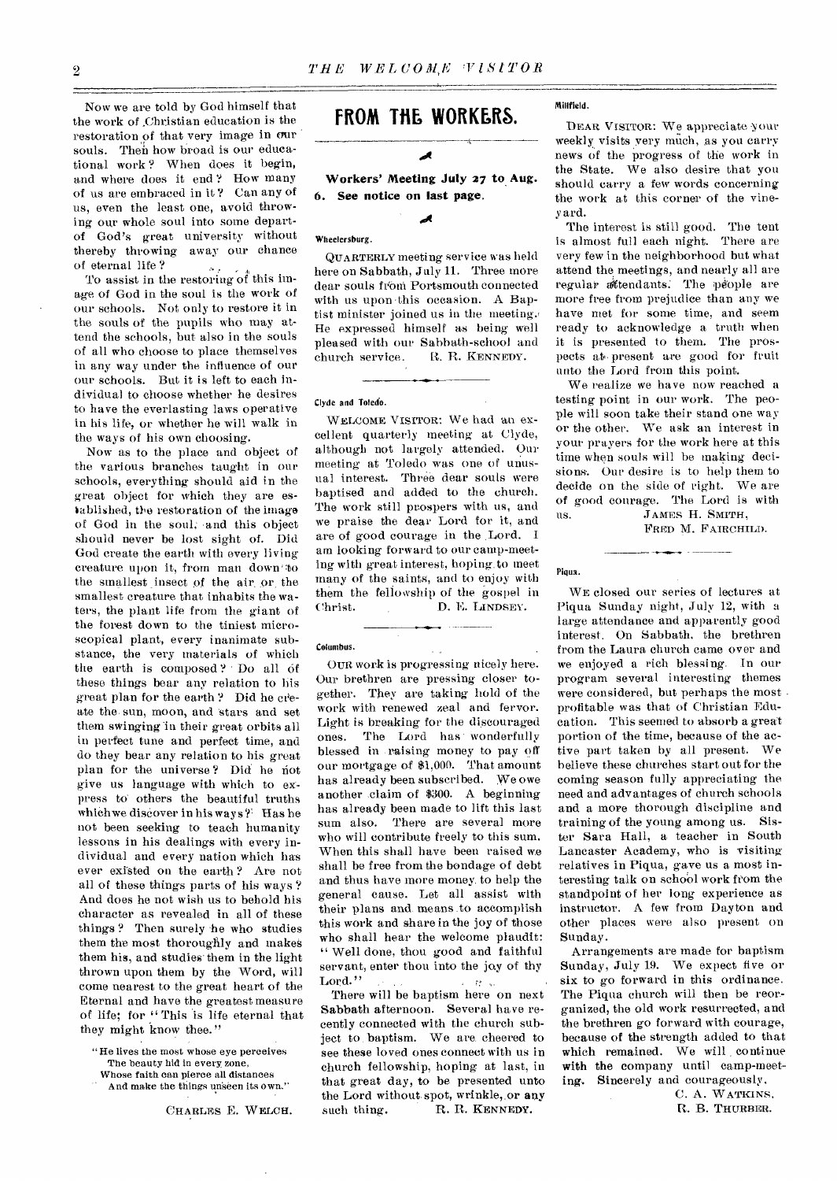Now we are told by God himself that the work of Christian education is the restoration of that very image in our souls. Then how broad is our educational work? When does it begin, and where does it end? How many of us are embraced in it? Can any of us, even the least one, avoid throwing our whole soul into some department of God's great university without thereby throwing away our chance of eternal life?

To assist in the restoring of this image of God in the soul is the work of our schools. Not only to restore it in the souls of the pupils who may attend the schools, but also in the souls of all who choose to place themselves in any way under the influence of our schools. But it is left to each individual to choose whether he desires to have the everlasting laws operative in his life, or whether he will walk in the ways of his own choosing.

Now as to the place and object of the various branches taught in our schools, everything should aid in the great object for which they are established, the restoration of the image of God in the soul, and this object should never be lost sight of. Did God create the earth with every living creature upon it, from man down to the smallest insect of the air or the smallest creature that inhabits the waters, the plant life from the giant of the forest down to the tiniest microscopical plant, every inanimate substance, the very materials of which the earth is composed? Do all of these things bear any relation to his great plan for the earth? Did he create the sun, moon, and stars and set them swinging in their great orbits all in perfect tune and perfect time, and do they bear any relation to his great plan for the universe? Did he not give us language with which to express to others the beautiful truths which we discover in his ways? Has he not been seeking to teach humanity lessons in his dealings with every individual and every nation which has ever existed on the earth? Are not all of these things parts of his ways? And does he not wish us to behold his character as revealed in all of these things? Then surely he who studies them the most thoroughly and makes them his, and studies them in the light thrown upon them by the Word, will come nearest to the great heart of the Eternal and have the greatest measure of life; for "This is life eternal that they might know thee."

"He lives the most whose eye perceives  
The beauty hid in every zone,  
Whose faith can pierce all distances  
And make the things unseen its own."

CHARLES E. WELCH.

# FROM THE WORKERS.

**Workers' Meeting July 27 to Aug. 6. See notice on last page.**

### Wheelersburg.

QUARTERLY meeting service was held here on Sabbath, July 11. Three more dear souls from Portsmouth connected with us upon this occasion. A Baptist minister joined us in the meeting. He expressed himself as being well pleased with our Sabbath-school and church service. R. R. KENNEDY.

### Clyde and Toledo.

WELCOME VISITOR: We had an excellent quarterly meeting at Clyde, although not largely attended. Our meeting at Toledo was one of unusual interest. Three dear souls were baptised and added to the church. The work still prospers with us, and we praise the dear Lord for it, and are of good courage in the Lord. I am looking forward to our camp-meeting with great interest, hoping to meet many of the saints, and to enjoy with them the fellowship of the gospel in Christ. D. E. LINDSEY.

### Columbus.

OUR work is progressing nicely here. Our brethren are pressing closer together. They are taking hold of the work with renewed zeal and fervor. Light is breaking for the discouraged ones. The Lord has wonderfully blessed in raising money to pay off our mortgage of $1,000. That amount has already been subscribed. We owe another claim of $300. A beginning has already been made to lift this last sum also. There are several more who will contribute freely to this sum. When this shall have been raised we shall be free from the bondage of debt and thus have more money to help the general cause. Let all assist with their plans and means to accomplish this work and share in the joy of those who shall hear the welcome plaudit: "Well done, thou good and faithful servant, enter thou into the joy of thy Lord."

There will be baptism here on next Sabbath afternoon. Several have recently connected with the church subject to baptism. We are cheered to see these loved ones connect with us in church fellowship, hoping at last, in that great day, to be presented unto the Lord without spot, wrinkle, or any such thing. R. R. KENNEDY.

### Millfield.

DEAR VISITOR: We appreciate your weekly visits very much, as you carry news of the progress of the work in the State. We also desire that you should carry a few words concerning the work at this corner of the vineyard.

The interest is still good. The tent is almost full each night. There are very few in the neighborhood but what attend the meetings, and nearly all are regular attendants. The people are more free from prejudice than any we have met for some time, and seem ready to acknowledge a truth when it is presented to them. The prospects at present are good for fruit unto the Lord from this point.

We realize we have now reached a testing point in our work. The people will soon take their stand one way or the other. We ask an interest in your prayers for the work here at this time when souls will be making decisions. Our desire is to help them to decide on the side of right. We are of good courage. The Lord is with us.

JAMES H. SMITH,  
FRED M. FAIRCHILD.

### Piqua.

WE closed our series of lectures at Piqua Sunday night, July 12, with a large attendance and apparently good interest. On Sabbath, the brethren from the Laura church came over and we enjoyed a rich blessing. In our program several interesting themes were considered, but perhaps the most profitable was that of Christian Education. This seemed to absorb a great portion of the time, because of the active part taken by all present. We believe these churches start out for the coming season fully appreciating the need and advantages of church schools and a more thorough discipline and training of the young among us. Sister Sara Hall, a teacher in South Lancaster Academy, who is visiting relatives in Piqua, gave us a most interesting talk on school work from the standpoint of her long experience as instructor. A few from Dayton and other places were also present on Sunday.

Arrangements are made for baptism Sunday, July 19. We expect five or six to go forward in this ordinance. The Piqua church will then be reorganized, the old work resurrected, and the brethren go forward with courage, because of the strength added to that which remained. We will continue with the company until camp-meeting. Sincerely and courageously,

C. A. WATKINS,  
R. B. THURBER.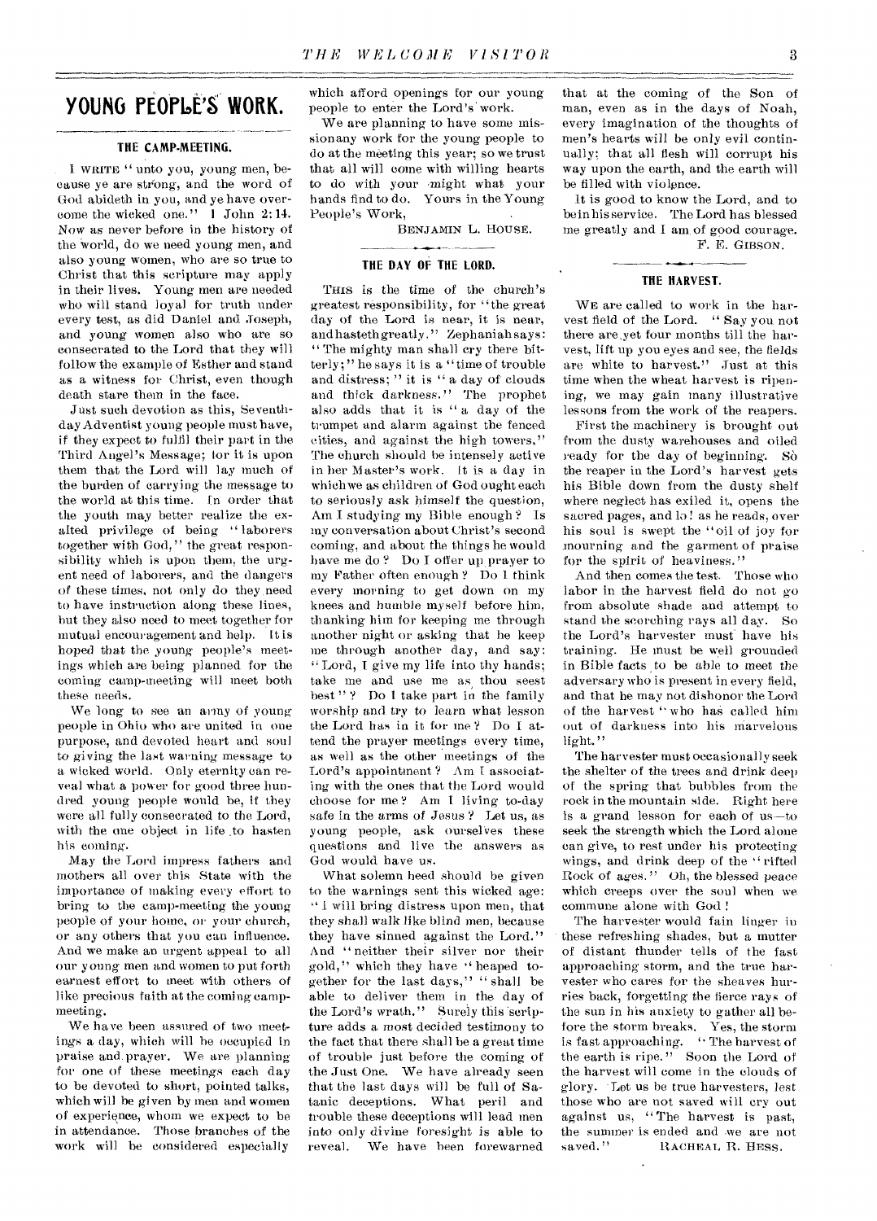# YOUNG PEOPLE'S WORK.

## THE CAMP-MEETING.

I WRITE "unto you, young men, because ye are strong, and the word of God abideth in you, and ye have overcome the wicked one." 1 John 2:14. Now as never before in the history of the world, do we need young men, and also young women, who are so true to Christ that this scripture may apply in their lives. Young men are needed who will stand loyal for truth under every test, as did Daniel and Joseph, and young women also who are so consecrated to the Lord that they will follow the example of Esther and stand as a witness for Christ, even though death stare them in the face.

Just such devotion as this, Seventh-day Adventist young people must have, if they expect to fulfil their part in the Third Angel's Message; for it is upon them that the Lord will lay much of the burden of carrying the message to the world at this time. In order that the youth may better realize the exalted privilege of being "laborers together with God," the great responsibility which is upon them, the urgent need of laborers, and the dangers of these times, not only do they need to have instruction along these lines, but they also need to meet together for mutual encouragement and help. It is hoped that the young people's meetings which are being planned for the coming camp-meeting will meet both these needs.

We long to see an army of young people in Ohio who are united in one purpose, and devoted heart and soul to giving the last warning message to a wicked world. Only eternity can reveal what a power for good three hundred young people would be, if they were all fully consecrated to the Lord, with the one object in life to hasten his coming.

May the Lord impress fathers and mothers all over this State with the importance of making every effort to bring to the camp-meeting the young people of your home, or your church, or any others that you can influence. And we make an urgent appeal to all our young men and women to put forth earnest effort to meet with others of like precious faith at the coming camp-meeting.

We have been assured of two meetings a day, which will be occupied in praise and prayer. We are planning for one of these meetings each day to be devoted to short, pointed talks, which will be given by men and women of experience, whom we expect to be in attendance. Those branches of the work will be considered especially which afford openings for our young people to enter the Lord's work.

We are planning to have some missionary work for the young people to do at the meeting this year; so we trust that all will come with willing hearts to do with your might what your hands find to do. Yours in the Young People's Work,

BENJAMIN L. HOUSE.

## THE DAY OF THE LORD.

THIS is the time of the church's greatest responsibility, for "the great day of the Lord is near, it is near, and hasteth greatly." Zephaniah says: "The mighty man shall cry there bitterly;" he says it is a "time of trouble and distress;" it is "a day of clouds and thick darkness." The prophet also adds that it is "a day of the trumpet and alarm against the fenced cities, and against the high towers," The church should be intensely active in her Master's work. It is a day in which we as children of God ought each to seriously ask himself the question, Am I studying my Bible enough? Is my conversation about Christ's second coming, and about the things he would have me do? Do I offer up prayer to my Father often enough? Do I think every morning to get down on my knees and humble myself before him, thanking him for keeping me through another night or asking that he keep me through another day, and say: "Lord, I give my life into thy hands; take me and use me as thou seest best"? Do I take part in the family worship and try to learn what lesson the Lord has in it for me? Do I attend the prayer meetings every time, as well as the other meetings of the Lord's appointment? Am I associating with the ones that the Lord would choose for me? Am I living to-day safe in the arms of Jesus? Let us, as young people, ask ourselves these questions and live the answers as God would have us.

What solemn heed should be given to the warnings sent this wicked age: "I will bring distress upon men, that they shall walk like blind men, because they have sinned against the Lord." And "neither their silver nor their gold," which they have "heaped together for the last days," "shall be able to deliver them in the day of the Lord's wrath." Surely this scripture adds a most decided testimony to the fact that there shall be a great time of trouble just before the coming of the Just One. We have already seen that the last days will be full of Satanic deceptions. What peril and trouble these deceptions will lead men into only divine foresight is able to reveal. We have been forewarned that at the coming of the Son of man, even as in the days of Noah, every imagination of the thoughts of men's hearts will be only evil continually; that all flesh will corrupt his way upon the earth, and the earth will be filled with violence.

It is good to know the Lord, and to be in his service. The Lord has blessed me greatly and I am of good courage.

F. E. GIBSON.

## THE HARVEST.

WE are called to work in the harvest field of the Lord. "Say you not there are yet four months till the harvest, lift up you eyes and see, the fields are white to harvest." Just at this time when the wheat harvest is ripening, we may gain many illustrative lessons from the work of the reapers.

First the machinery is brought out from the dusty warehouses and oiled ready for the day of beginning. So the reaper in the Lord's harvest gets his Bible down from the dusty shelf where neglect has exiled it, opens the sacred pages, and lo! as he reads, over his soul is swept the "oil of joy for mourning and the garment of praise for the spirit of heaviness."

And then comes the test. Those who labor in the harvest field do not go from absolute shade and attempt to stand the scorching rays all day. So the Lord's harvester must have his training. He must be well grounded in Bible facts to be able to meet the adversary who is present in every field, and that he may not dishonor the Lord of the harvest "who has called him out of darkness into his marvelous light."

The harvester must occasionally seek the shelter of the trees and drink deep of the spring that bubbles from the rock in the mountain side. Right here is a grand lesson for each of us—to seek the strength which the Lord alone can give, to rest under his protecting wings, and drink deep of the "rifted Rock of ages." Oh, the blessed peace which creeps over the soul when we commune alone with God!

The harvester would fain linger in these refreshing shades, but a mutter of distant thunder tells of the fast approaching storm, and the true harvester who cares for the sheaves hurries back, forgetting the fierce rays of the sun in his anxiety to gather all before the storm breaks. Yes, the storm is fast approaching. "The harvest of the earth is ripe." Soon the Lord of the harvest will come in the clouds of glory. Let us be true harvesters, lest those who are not saved will cry out against us, "The harvest is past, the summer is ended and we are not saved."

RACHEAL R. HESS.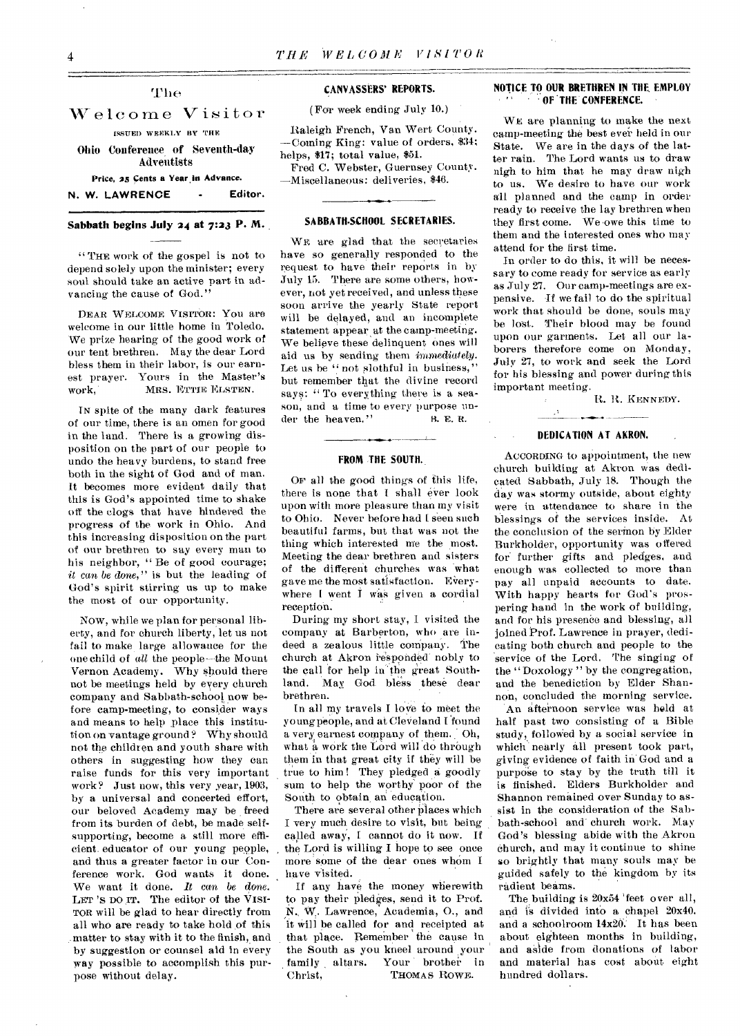# The Welcome Visitor

ISSUED WEEKLY BY THE

**Ohio Conference of Seventh-day Adventists**

Price, 25 Cents a Year in Advance.

**N. W. LAWRENCE - Editor.**

**Sabbath begins July 24 at 7:23 P. M.**

"THE work of the gospel is not to depend solely upon the minister; every soul should take an active part in advancing the cause of God."

DEAR WELCOME VISITOR: You are welcome in our little home in Toledo. We prize hearing of the good work of our tent brethren. May the dear Lord bless them in their labor, is our earnest prayer. Yours in the Master's work, MRS. ETTIE ELSTEN.

IN spite of the many dark features of our time, there is an omen for good in the land. There is a growing disposition on the part of our people to undo the heavy burdens, to stand free both in the sight of God and of man. It becomes more evident daily that this is God's appointed time to shake off the clogs that have hindered the progress of the work in Ohio. And this increasing disposition on the part of our brethren to say every man to his neighbor, "Be of good courage; *it can be done*," is but the leading of God's spirit stirring us up to make the most of our opportunity.

NOW, while we plan for personal liberty, and for church liberty, let us not fail to make large allowance for the one child of *all* the people—the Mount Vernon Academy. Why should there not be meetings held by every church company and Sabbath-school now before camp-meeting, to consider ways and means to help place this institution on vantage ground? Why should not the children and youth share with others in suggesting how they can raise funds for this very important work? Just now, this very year, 1903, by a universal and concerted effort, our beloved Academy may be freed from its burden of debt, be made self-supporting, become a still more efficient educator of our young people, and thus a greater factor in our Conference work. God wants it done. We want it done. *It can be done.* LET 'S DO IT. The editor of the VISITOR will be glad to hear directly from all who are ready to take hold of this matter to stay with it to the finish, and by suggestion or counsel aid in every way possible to accomplish this purpose without delay.

## CANVASSERS' REPORTS.

(For week ending July 10.)

Raleigh French, Van Wert County. —Coming King: value of orders, $34; helps, $17; total value, $51.

Fred C. Webster, Guernsey County. —Miscellaneous: deliveries, $46.

## SABBATH-SCHOOL SECRETARIES.

WE are glad that the secretaries have so generally responded to the request to have their reports in by July 15. There are some others, however, not yet received, and unless these soon arrive the yearly State report will be delayed, and an incomplete statement appear at the camp-meeting. We believe these delinquent ones will aid us by sending them *immediately*. Let us be "not slothful in business," but remember that the divine record says: "To everything there is a season, and a time to every purpose under the heaven." B. E. R.

## FROM THE SOUTH.

OF all the good things of this life, there is none that I shall ever look upon with more pleasure than my visit to Ohio. Never before had I seen such beautiful farms, but that was not the thing which interested me the most. Meeting the dear brethren and sisters of the different churches was what gave me the most satisfaction. Everywhere I went I was given a cordial reception.

During my short stay, I visited the company at Barberton, who are indeed a zealous little company. The church at Akron responded nobly to the call for help in the great Southland. May God bless these dear brethren.

In all my travels I love to meet the young people, and at Cleveland I found a very earnest company of them. Oh, what a work the Lord will do through them in that great city if they will be true to him! They pledged a goodly sum to help the worthy poor of the South to obtain an education.

There are several other places which I very much desire to visit, but being called away, I cannot do it now. If the Lord is willing I hope to see once more some of the dear ones whom I have visited.

If any have the money wherewith to pay their pledges, send it to Prof. N. W. Lawrence, Academia, O., and it will be called for and receipted at that place. Remember the cause in the South as you kneel around your family altars. Your brother in Christ, THOMAS ROWE.

## NOTICE TO OUR BRETHREN IN THE EMPLOY OF THE CONFERENCE.

WE are planning to make the next camp-meeting the best ever held in our State. We are in the days of the latter rain. The Lord wants us to draw nigh to him that he may draw nigh to us. We desire to have our work all planned and the camp in order ready to receive the lay brethren when they first come. We owe this time to them and the interested ones who may attend for the first time.

In order to do this, it will be necessary to come ready for service as early as July 27. Our camp-meetings are expensive. If we fail to do the spiritual work that should be done, souls may be lost. Their blood may be found upon our garments. Let all our laborers therefore come on Monday, July 27, to work and seek the Lord for his blessing and power during this important meeting.

R. R. KENNEDY.

## DEDICATION AT AKRON.

ACCORDING to appointment, the new church building at Akron was dedicated Sabbath, July 18. Though the day was stormy outside, about eighty were in attendance to share in the blessings of the services inside. At the conclusion of the sermon by Elder Burkholder, opportunity was offered for further gifts and pledges, and enough was collected to more than pay all unpaid accounts to date. With happy hearts for God's prospering hand in the work of building, and for his presence and blessing, all joined Prof. Lawrence in prayer, dedicating both church and people to the service of the Lord. The singing of the "Doxology" by the congregation, and the benediction by Elder Shannon, concluded the morning service.

An afternoon service was held at half past two consisting of a Bible study, followed by a social service in which nearly all present took part, giving evidence of faith in God and a purpose to stay by the truth till it is finished. Elders Burkholder and Shannon remained over Sunday to assist in the consideration of the Sabbath-school and church work. May God's blessing abide with the Akron church, and may it continue to shine so brightly that many souls may be guided safely to the kingdom by its radient beams.

The building is 20x54 feet over all, and is divided into a chapel 20x40, and a schoolroom 14x20. It has been about eighteen months in building, and aside from donations of labor and material has cost about eight hundred dollars.